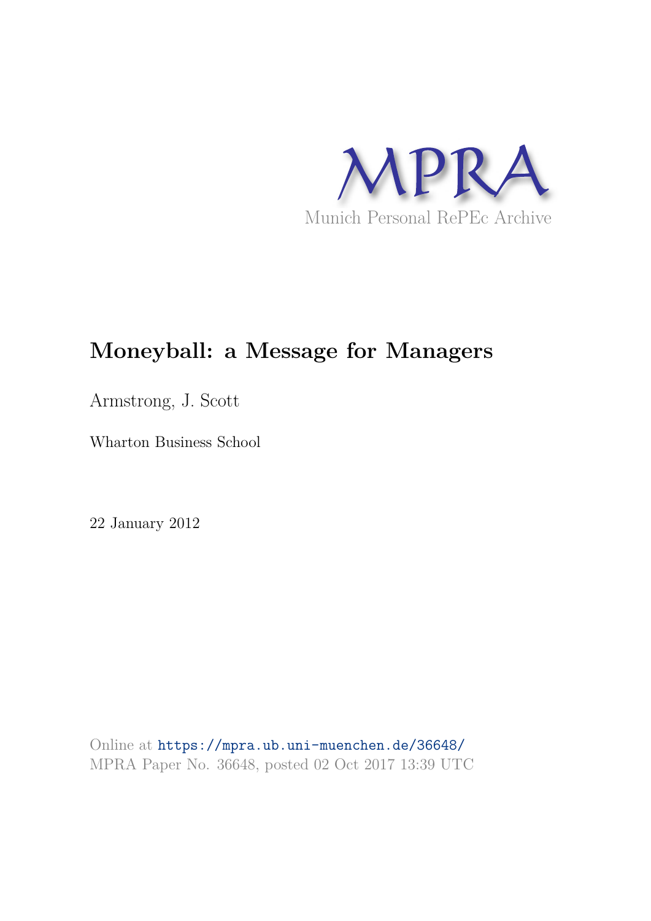MPRA

Munich Personal RePEc Archive

# Moneyball: a Message for Managers

Armstrong, J. Scott

Wharton Business School

22 January 2012

Online at https://mpra.ub.uni-muenchen.de/36648/
MPRA Paper No. 36648, posted 02 Oct 2017 13:39 UTC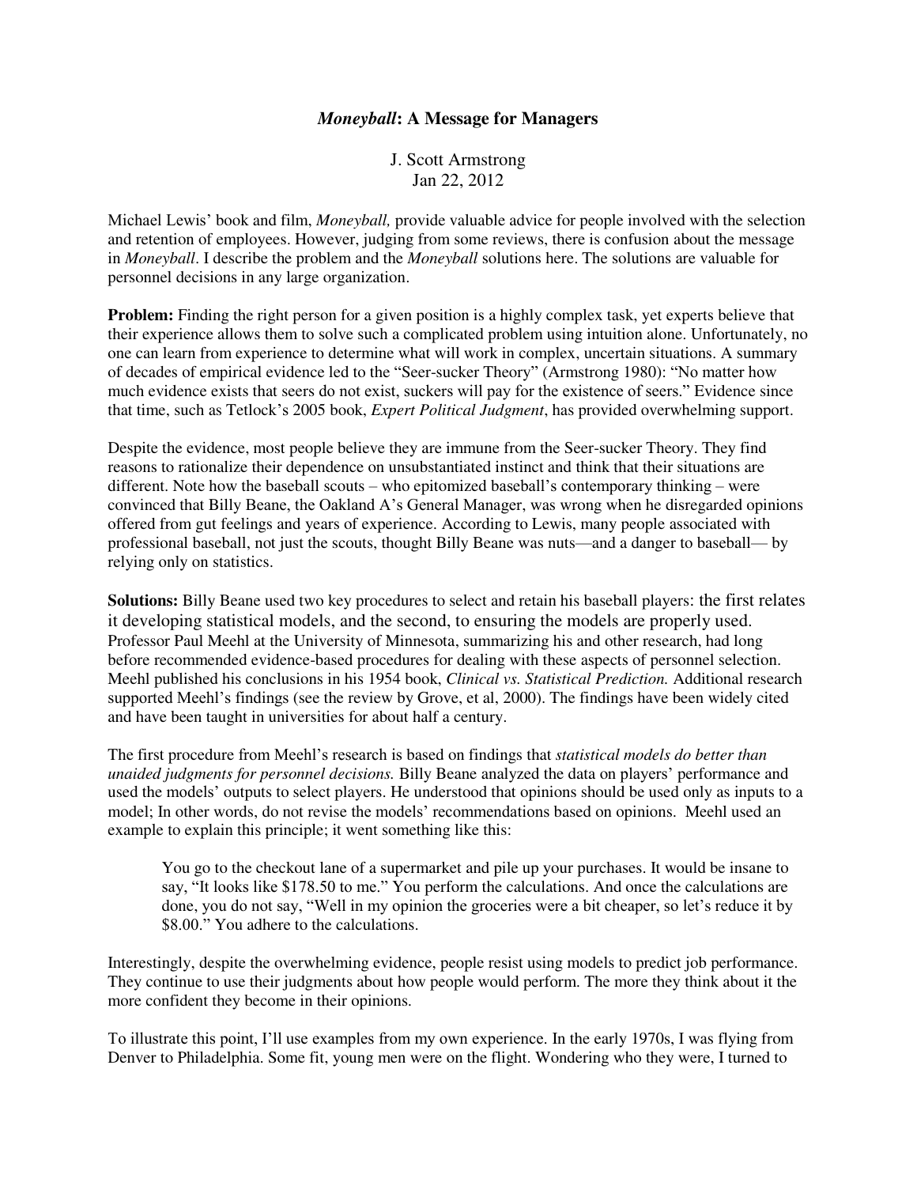# *Moneyball*: A Message for Managers

J. Scott Armstrong
Jan 22, 2012

Michael Lewis' book and film, *Moneyball,* provide valuable advice for people involved with the selection and retention of employees. However, judging from some reviews, there is confusion about the message in *Moneyball*. I describe the problem and the *Moneyball* solutions here. The solutions are valuable for personnel decisions in any large organization.

**Problem:** Finding the right person for a given position is a highly complex task, yet experts believe that their experience allows them to solve such a complicated problem using intuition alone. Unfortunately, no one can learn from experience to determine what will work in complex, uncertain situations. A summary of decades of empirical evidence led to the "Seer-sucker Theory" (Armstrong 1980): "No matter how much evidence exists that seers do not exist, suckers will pay for the existence of seers." Evidence since that time, such as Tetlock's 2005 book, *Expert Political Judgment*, has provided overwhelming support.

Despite the evidence, most people believe they are immune from the Seer-sucker Theory. They find reasons to rationalize their dependence on unsubstantiated instinct and think that their situations are different. Note how the baseball scouts – who epitomized baseball's contemporary thinking – were convinced that Billy Beane, the Oakland A's General Manager, was wrong when he disregarded opinions offered from gut feelings and years of experience. According to Lewis, many people associated with professional baseball, not just the scouts, thought Billy Beane was nuts—and a danger to baseball— by relying only on statistics.

**Solutions:** Billy Beane used two key procedures to select and retain his baseball players: the first relates it developing statistical models, and the second, to ensuring the models are properly used. Professor Paul Meehl at the University of Minnesota, summarizing his and other research, had long before recommended evidence-based procedures for dealing with these aspects of personnel selection. Meehl published his conclusions in his 1954 book, *Clinical vs. Statistical Prediction.* Additional research supported Meehl's findings (see the review by Grove, et al, 2000). The findings have been widely cited and have been taught in universities for about half a century.

The first procedure from Meehl's research is based on findings that *statistical models do better than unaided judgments for personnel decisions.* Billy Beane analyzed the data on players' performance and used the models' outputs to select players. He understood that opinions should be used only as inputs to a model; In other words, do not revise the models' recommendations based on opinions. Meehl used an example to explain this principle; it went something like this:

> You go to the checkout lane of a supermarket and pile up your purchases. It would be insane to say, "It looks like $178.50 to me." You perform the calculations. And once the calculations are done, you do not say, "Well in my opinion the groceries were a bit cheaper, so let's reduce it by $8.00." You adhere to the calculations.

Interestingly, despite the overwhelming evidence, people resist using models to predict job performance. They continue to use their judgments about how people would perform. The more they think about it the more confident they become in their opinions.

To illustrate this point, I'll use examples from my own experience. In the early 1970s, I was flying from Denver to Philadelphia. Some fit, young men were on the flight. Wondering who they were, I turned to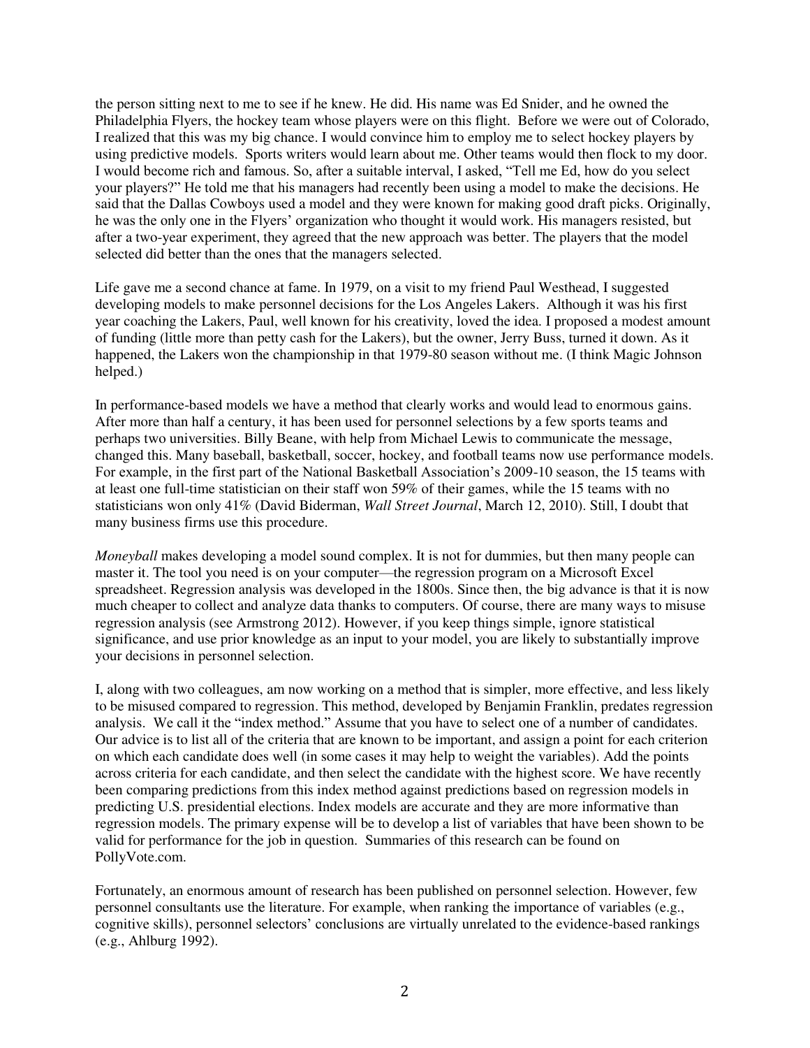the person sitting next to me to see if he knew. He did. His name was Ed Snider, and he owned the Philadelphia Flyers, the hockey team whose players were on this flight. Before we were out of Colorado, I realized that this was my big chance. I would convince him to employ me to select hockey players by using predictive models. Sports writers would learn about me. Other teams would then flock to my door. I would become rich and famous. So, after a suitable interval, I asked, "Tell me Ed, how do you select your players?" He told me that his managers had recently been using a model to make the decisions. He said that the Dallas Cowboys used a model and they were known for making good draft picks. Originally, he was the only one in the Flyers' organization who thought it would work. His managers resisted, but after a two-year experiment, they agreed that the new approach was better. The players that the model selected did better than the ones that the managers selected.

Life gave me a second chance at fame. In 1979, on a visit to my friend Paul Westhead, I suggested developing models to make personnel decisions for the Los Angeles Lakers. Although it was his first year coaching the Lakers, Paul, well known for his creativity, loved the idea. I proposed a modest amount of funding (little more than petty cash for the Lakers), but the owner, Jerry Buss, turned it down. As it happened, the Lakers won the championship in that 1979-80 season without me. (I think Magic Johnson helped.)

In performance-based models we have a method that clearly works and would lead to enormous gains. After more than half a century, it has been used for personnel selections by a few sports teams and perhaps two universities. Billy Beane, with help from Michael Lewis to communicate the message, changed this. Many baseball, basketball, soccer, hockey, and football teams now use performance models. For example, in the first part of the National Basketball Association's 2009-10 season, the 15 teams with at least one full-time statistician on their staff won 59% of their games, while the 15 teams with no statisticians won only 41% (David Biderman, *Wall Street Journal*, March 12, 2010). Still, I doubt that many business firms use this procedure.

*Moneyball* makes developing a model sound complex. It is not for dummies, but then many people can master it. The tool you need is on your computer—the regression program on a Microsoft Excel spreadsheet. Regression analysis was developed in the 1800s. Since then, the big advance is that it is now much cheaper to collect and analyze data thanks to computers. Of course, there are many ways to misuse regression analysis (see Armstrong 2012). However, if you keep things simple, ignore statistical significance, and use prior knowledge as an input to your model, you are likely to substantially improve your decisions in personnel selection.

I, along with two colleagues, am now working on a method that is simpler, more effective, and less likely to be misused compared to regression. This method, developed by Benjamin Franklin, predates regression analysis. We call it the "index method." Assume that you have to select one of a number of candidates. Our advice is to list all of the criteria that are known to be important, and assign a point for each criterion on which each candidate does well (in some cases it may help to weight the variables). Add the points across criteria for each candidate, and then select the candidate with the highest score. We have recently been comparing predictions from this index method against predictions based on regression models in predicting U.S. presidential elections. Index models are accurate and they are more informative than regression models. The primary expense will be to develop a list of variables that have been shown to be valid for performance for the job in question. Summaries of this research can be found on PollyVote.com.

Fortunately, an enormous amount of research has been published on personnel selection. However, few personnel consultants use the literature. For example, when ranking the importance of variables (e.g., cognitive skills), personnel selectors' conclusions are virtually unrelated to the evidence-based rankings (e.g., Ahlburg 1992).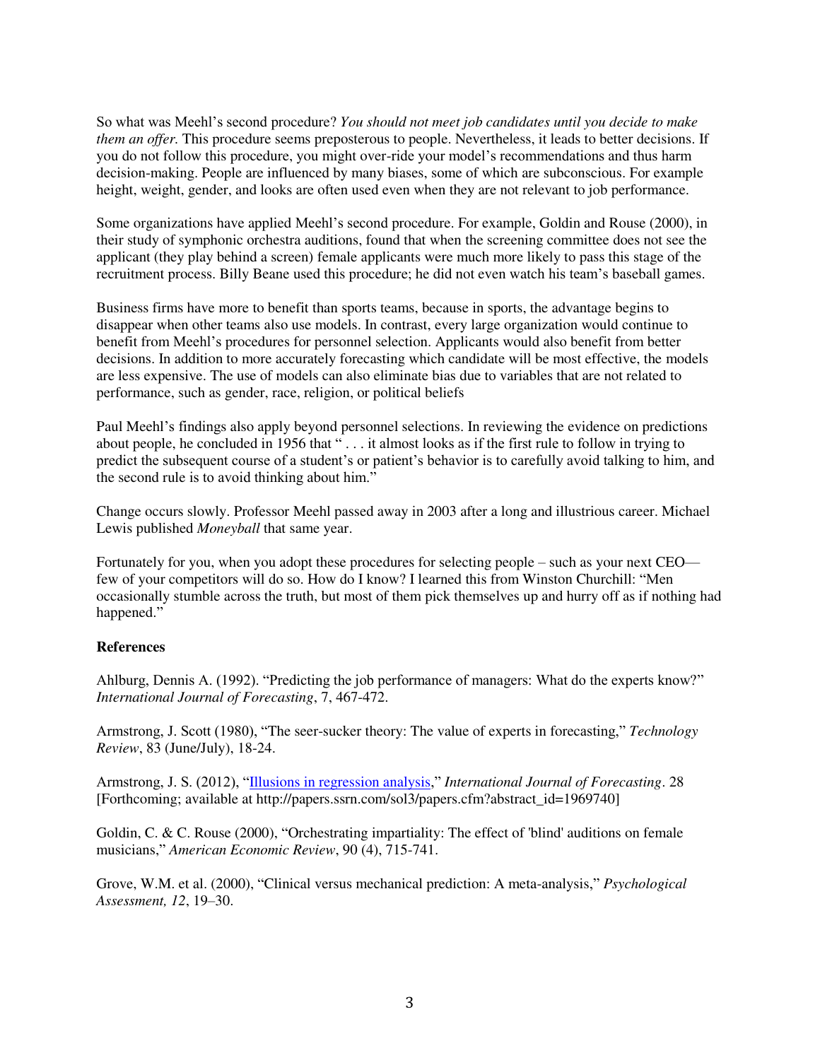So what was Meehl's second procedure? *You should not meet job candidates until you decide to make them an offer.* This procedure seems preposterous to people. Nevertheless, it leads to better decisions. If you do not follow this procedure, you might over-ride your model's recommendations and thus harm decision-making. People are influenced by many biases, some of which are subconscious. For example height, weight, gender, and looks are often used even when they are not relevant to job performance.

Some organizations have applied Meehl's second procedure. For example, Goldin and Rouse (2000), in their study of symphonic orchestra auditions, found that when the screening committee does not see the applicant (they play behind a screen) female applicants were much more likely to pass this stage of the recruitment process. Billy Beane used this procedure; he did not even watch his team's baseball games.

Business firms have more to benefit than sports teams, because in sports, the advantage begins to disappear when other teams also use models. In contrast, every large organization would continue to benefit from Meehl's procedures for personnel selection. Applicants would also benefit from better decisions. In addition to more accurately forecasting which candidate will be most effective, the models are less expensive. The use of models can also eliminate bias due to variables that are not related to performance, such as gender, race, religion, or political beliefs

Paul Meehl's findings also apply beyond personnel selections. In reviewing the evidence on predictions about people, he concluded in 1956 that " . . . it almost looks as if the first rule to follow in trying to predict the subsequent course of a student's or patient's behavior is to carefully avoid talking to him, and the second rule is to avoid thinking about him."

Change occurs slowly. Professor Meehl passed away in 2003 after a long and illustrious career. Michael Lewis published *Moneyball* that same year.

Fortunately for you, when you adopt these procedures for selecting people – such as your next CEO— few of your competitors will do so. How do I know? I learned this from Winston Churchill: "Men occasionally stumble across the truth, but most of them pick themselves up and hurry off as if nothing had happened."

**References**

Ahlburg, Dennis A. (1992). "Predicting the job performance of managers: What do the experts know?" *International Journal of Forecasting*, 7, 467-472.

Armstrong, J. Scott (1980), "The seer-sucker theory: The value of experts in forecasting," *Technology Review*, 83 (June/July), 18-24.

Armstrong, J. S. (2012), "Illusions in regression analysis," *International Journal of Forecasting*. 28 [Forthcoming; available at http://papers.ssrn.com/sol3/papers.cfm?abstract_id=1969740]

Goldin, C. & C. Rouse (2000), "Orchestrating impartiality: The effect of 'blind' auditions on female musicians," *American Economic Review*, 90 (4), 715-741.

Grove, W.M. et al. (2000), "Clinical versus mechanical prediction: A meta-analysis," *Psychological Assessment, 12*, 19–30.